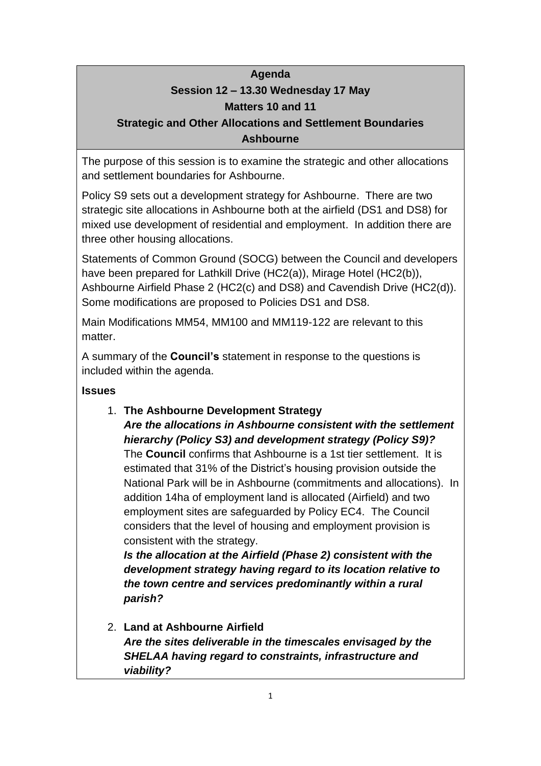**Agenda**

**Session 12 – 13.30 Wednesday 17 May**

**Matters 10 and 11**

**Strategic and Other Allocations and Settlement Boundaries**

**Ashbourne**

The purpose of this session is to examine the strategic and other allocations and settlement boundaries for Ashbourne.

Policy S9 sets out a development strategy for Ashbourne. There are two strategic site allocations in Ashbourne both at the airfield (DS1 and DS8) for mixed use development of residential and employment. In addition there are three other housing allocations.

Statements of Common Ground (SOCG) between the Council and developers have been prepared for Lathkill Drive (HC2(a)), Mirage Hotel (HC2(b)), Ashbourne Airfield Phase 2 (HC2(c) and DS8) and Cavendish Drive (HC2(d)). Some modifications are proposed to Policies DS1 and DS8.

Main Modifications MM54, MM100 and MM119-122 are relevant to this matter.

A summary of the **Council's** statement in response to the questions is included within the agenda.

**Issues**

1. **The Ashbourne Development Strategy**
   ***Are the allocations in Ashbourne consistent with the settlement hierarchy (Policy S3) and development strategy (Policy S9)?***
   The **Council** confirms that Ashbourne is a 1st tier settlement. It is estimated that 31% of the District's housing provision outside the National Park will be in Ashbourne (commitments and allocations). In addition 14ha of employment land is allocated (Airfield) and two employment sites are safeguarded by Policy EC4. The Council considers that the level of housing and employment provision is consistent with the strategy.
   ***Is the allocation at the Airfield (Phase 2) consistent with the development strategy having regard to its location relative to the town centre and services predominantly within a rural parish?***

2. **Land at Ashbourne Airfield**
   ***Are the sites deliverable in the timescales envisaged by the SHELAA having regard to constraints, infrastructure and viability?***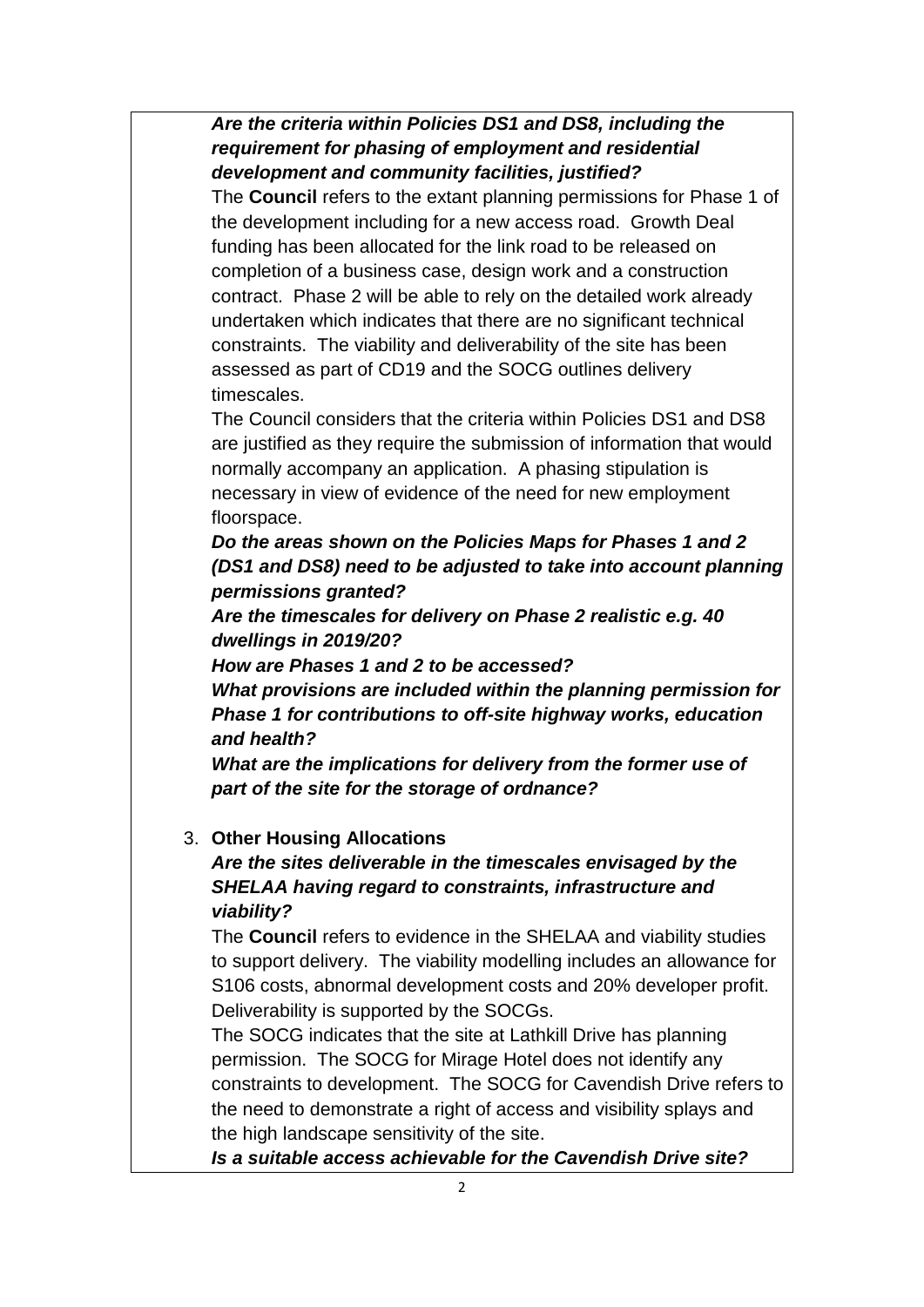***Are the criteria within Policies DS1 and DS8, including the requirement for phasing of employment and residential development and community facilities, justified?***

The **Council** refers to the extant planning permissions for Phase 1 of the development including for a new access road. Growth Deal funding has been allocated for the link road to be released on completion of a business case, design work and a construction contract. Phase 2 will be able to rely on the detailed work already undertaken which indicates that there are no significant technical constraints. The viability and deliverability of the site has been assessed as part of CD19 and the SOCG outlines delivery timescales.

The Council considers that the criteria within Policies DS1 and DS8 are justified as they require the submission of information that would normally accompany an application. A phasing stipulation is necessary in view of evidence of the need for new employment floorspace.

***Do the areas shown on the Policies Maps for Phases 1 and 2 (DS1 and DS8) need to be adjusted to take into account planning permissions granted?***

***Are the timescales for delivery on Phase 2 realistic e.g. 40 dwellings in 2019/20?***

***How are Phases 1 and 2 to be accessed?***

***What provisions are included within the planning permission for Phase 1 for contributions to off-site highway works, education and health?***

***What are the implications for delivery from the former use of part of the site for the storage of ordnance?***

3. **Other Housing Allocations**

***Are the sites deliverable in the timescales envisaged by the SHELAA having regard to constraints, infrastructure and viability?***

The **Council** refers to evidence in the SHELAA and viability studies to support delivery. The viability modelling includes an allowance for S106 costs, abnormal development costs and 20% developer profit. Deliverability is supported by the SOCGs.

The SOCG indicates that the site at Lathkill Drive has planning permission. The SOCG for Mirage Hotel does not identify any constraints to development. The SOCG for Cavendish Drive refers to the need to demonstrate a right of access and visibility splays and the high landscape sensitivity of the site.

***Is a suitable access achievable for the Cavendish Drive site?***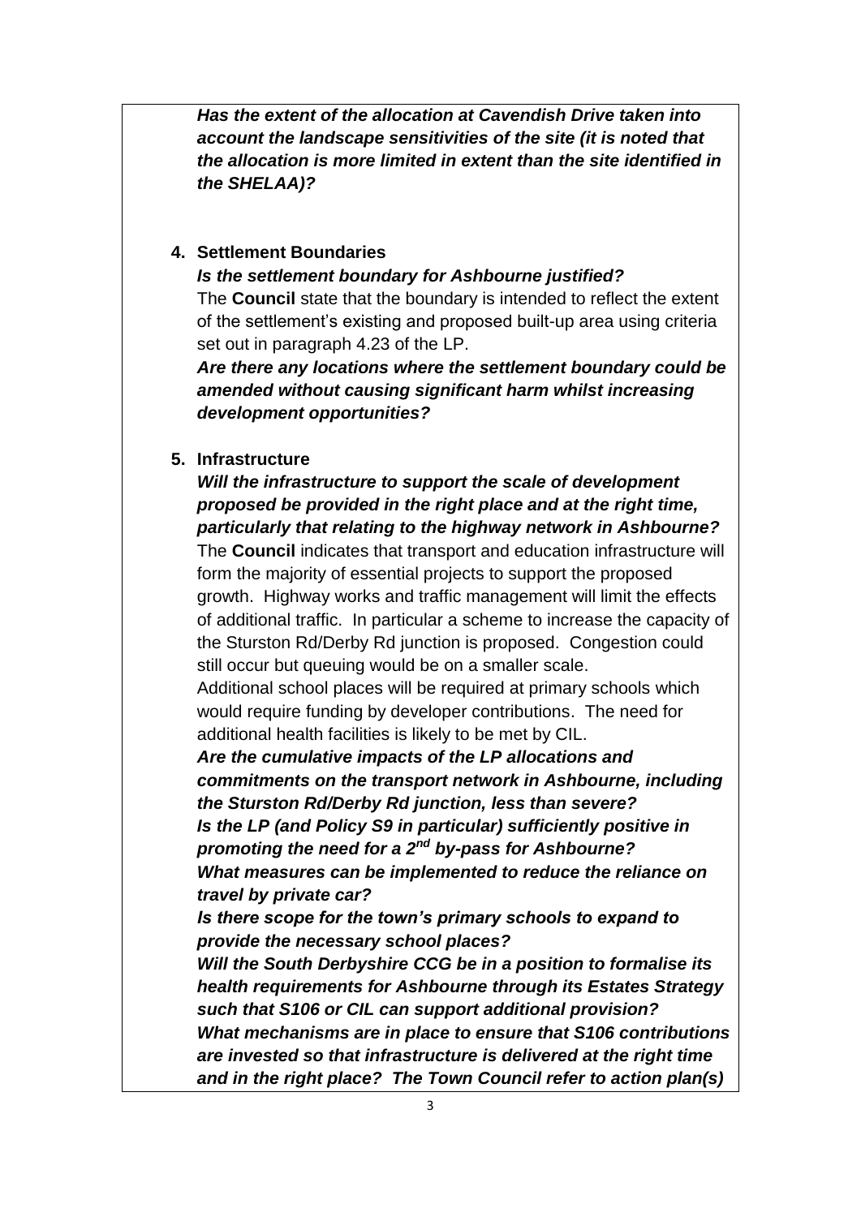***Has the extent of the allocation at Cavendish Drive taken into account the landscape sensitivities of the site (it is noted that the allocation is more limited in extent than the site identified in the SHELAA)?***

4. **Settlement Boundaries**

***Is the settlement boundary for Ashbourne justified?***

The **Council** state that the boundary is intended to reflect the extent of the settlement's existing and proposed built-up area using criteria set out in paragraph 4.23 of the LP.

***Are there any locations where the settlement boundary could be amended without causing significant harm whilst increasing development opportunities?***

5. **Infrastructure**

***Will the infrastructure to support the scale of development proposed be provided in the right place and at the right time, particularly that relating to the highway network in Ashbourne?***

The **Council** indicates that transport and education infrastructure will form the majority of essential projects to support the proposed growth. Highway works and traffic management will limit the effects of additional traffic. In particular a scheme to increase the capacity of the Sturston Rd/Derby Rd junction is proposed. Congestion could still occur but queuing would be on a smaller scale.

Additional school places will be required at primary schools which would require funding by developer contributions. The need for additional health facilities is likely to be met by CIL.

***Are the cumulative impacts of the LP allocations and commitments on the transport network in Ashbourne, including the Sturston Rd/Derby Rd junction, less than severe?***

***Is the LP (and Policy S9 in particular) sufficiently positive in promoting the need for a 2nd by-pass for Ashbourne?***

***What measures can be implemented to reduce the reliance on travel by private car?***

***Is there scope for the town's primary schools to expand to provide the necessary school places?***

***Will the South Derbyshire CCG be in a position to formalise its health requirements for Ashbourne through its Estates Strategy such that S106 or CIL can support additional provision?***

***What mechanisms are in place to ensure that S106 contributions are invested so that infrastructure is delivered at the right time and in the right place? The Town Council refer to action plan(s)***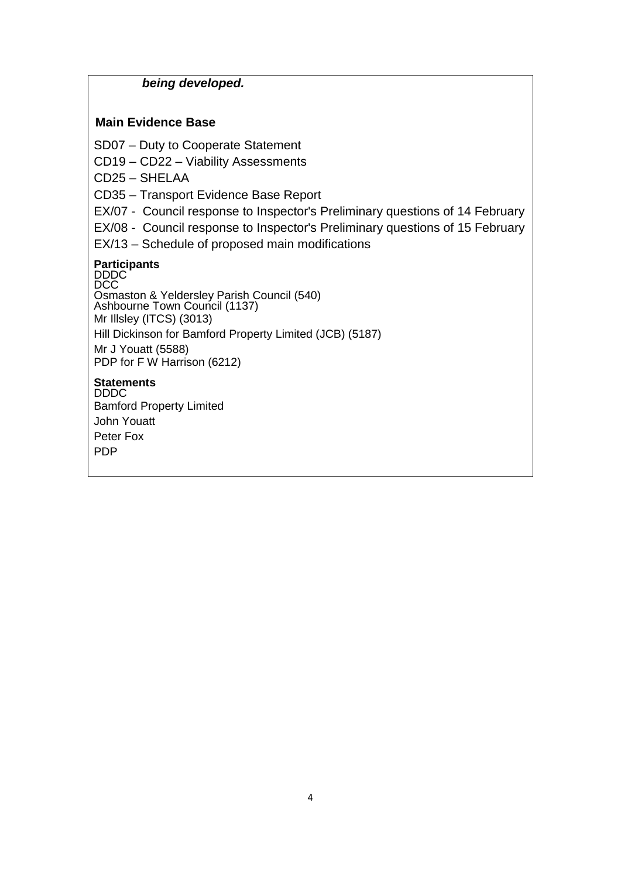***being developed.***

**Main Evidence Base**

SD07 – Duty to Cooperate Statement

CD19 – CD22 – Viability Assessments

CD25 – SHELAA

CD35 – Transport Evidence Base Report

EX/07 - Council response to Inspector's Preliminary questions of 14 February

EX/08 - Council response to Inspector's Preliminary questions of 15 February

EX/13 – Schedule of proposed main modifications

**Participants**

DDDC

DCC

Osmaston & Yeldersley Parish Council (540)

Ashbourne Town Council (1137)

Mr Illsley (ITCS) (3013)

Hill Dickinson for Bamford Property Limited (JCB) (5187)

Mr J Youatt (5588)

PDP for F W Harrison (6212)

**Statements**

DDDC

Bamford Property Limited

John Youatt

Peter Fox

PDP